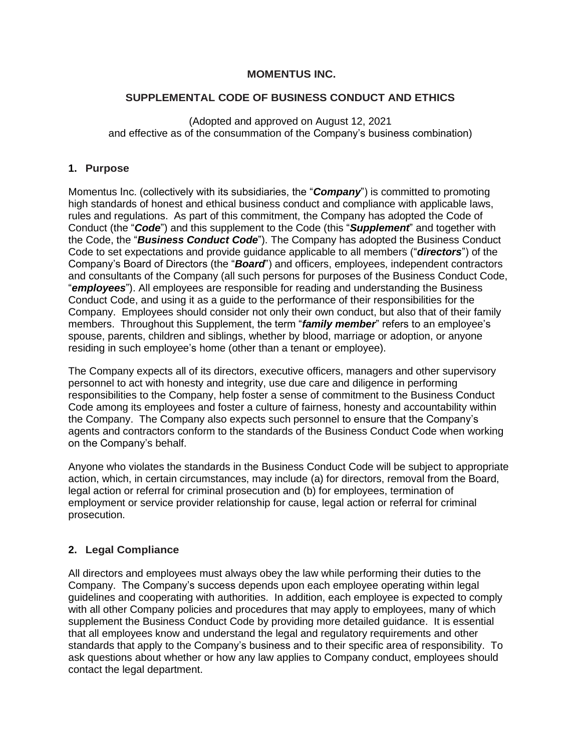# MOMENTUS INC.

## SUPPLEMENTAL CODE OF BUSINESS CONDUCT AND ETHICS

(Adopted and approved on August 12, 2021
and effective as of the consummation of the Company's business combination)

### 1. Purpose

Momentus Inc. (collectively with its subsidiaries, the "***Company***") is committed to promoting high standards of honest and ethical business conduct and compliance with applicable laws, rules and regulations. As part of this commitment, the Company has adopted the Code of Conduct (the "***Code***") and this supplement to the Code (this "***Supplement***" and together with the Code, the "***Business Conduct Code***"). The Company has adopted the Business Conduct Code to set expectations and provide guidance applicable to all members ("***directors***") of the Company's Board of Directors (the "***Board***") and officers, employees, independent contractors and consultants of the Company (all such persons for purposes of the Business Conduct Code, "***employees***"). All employees are responsible for reading and understanding the Business Conduct Code, and using it as a guide to the performance of their responsibilities for the Company. Employees should consider not only their own conduct, but also that of their family members. Throughout this Supplement, the term "***family member***" refers to an employee's spouse, parents, children and siblings, whether by blood, marriage or adoption, or anyone residing in such employee's home (other than a tenant or employee).

The Company expects all of its directors, executive officers, managers and other supervisory personnel to act with honesty and integrity, use due care and diligence in performing responsibilities to the Company, help foster a sense of commitment to the Business Conduct Code among its employees and foster a culture of fairness, honesty and accountability within the Company. The Company also expects such personnel to ensure that the Company's agents and contractors conform to the standards of the Business Conduct Code when working on the Company's behalf.

Anyone who violates the standards in the Business Conduct Code will be subject to appropriate action, which, in certain circumstances, may include (a) for directors, removal from the Board, legal action or referral for criminal prosecution and (b) for employees, termination of employment or service provider relationship for cause, legal action or referral for criminal prosecution.

### 2. Legal Compliance

All directors and employees must always obey the law while performing their duties to the Company. The Company's success depends upon each employee operating within legal guidelines and cooperating with authorities. In addition, each employee is expected to comply with all other Company policies and procedures that may apply to employees, many of which supplement the Business Conduct Code by providing more detailed guidance. It is essential that all employees know and understand the legal and regulatory requirements and other standards that apply to the Company's business and to their specific area of responsibility. To ask questions about whether or how any law applies to Company conduct, employees should contact the legal department.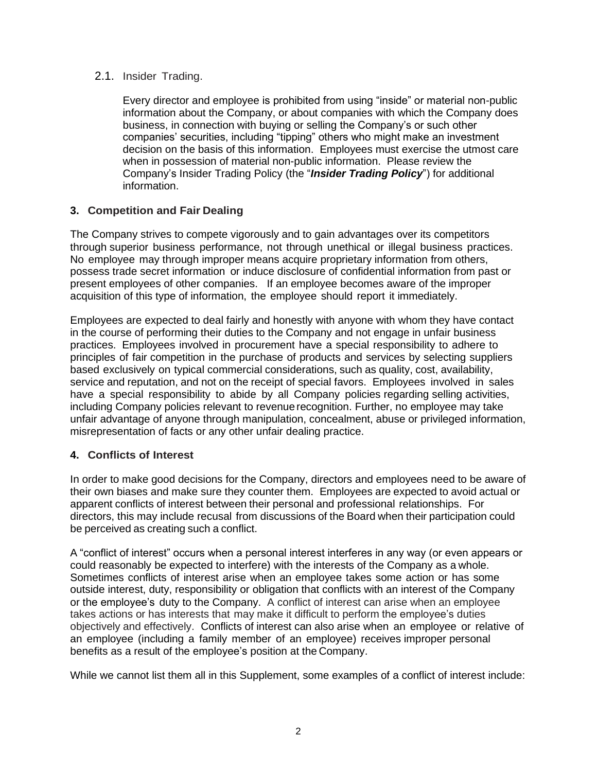### 2.1. Insider Trading.

Every director and employee is prohibited from using "inside" or material non-public information about the Company, or about companies with which the Company does business, in connection with buying or selling the Company's or such other companies' securities, including "tipping" others who might make an investment decision on the basis of this information. Employees must exercise the utmost care when in possession of material non-public information. Please review the Company's Insider Trading Policy (the "***Insider Trading Policy***") for additional information.

## 3. Competition and Fair Dealing

The Company strives to compete vigorously and to gain advantages over its competitors through superior business performance, not through unethical or illegal business practices. No employee may through improper means acquire proprietary information from others, possess trade secret information or induce disclosure of confidential information from past or present employees of other companies. If an employee becomes aware of the improper acquisition of this type of information, the employee should report it immediately.

Employees are expected to deal fairly and honestly with anyone with whom they have contact in the course of performing their duties to the Company and not engage in unfair business practices. Employees involved in procurement have a special responsibility to adhere to principles of fair competition in the purchase of products and services by selecting suppliers based exclusively on typical commercial considerations, such as quality, cost, availability, service and reputation, and not on the receipt of special favors. Employees involved in sales have a special responsibility to abide by all Company policies regarding selling activities, including Company policies relevant to revenue recognition. Further, no employee may take unfair advantage of anyone through manipulation, concealment, abuse or privileged information, misrepresentation of facts or any other unfair dealing practice.

## 4. Conflicts of Interest

In order to make good decisions for the Company, directors and employees need to be aware of their own biases and make sure they counter them. Employees are expected to avoid actual or apparent conflicts of interest between their personal and professional relationships. For directors, this may include recusal from discussions of the Board when their participation could be perceived as creating such a conflict.

A "conflict of interest" occurs when a personal interest interferes in any way (or even appears or could reasonably be expected to interfere) with the interests of the Company as a whole. Sometimes conflicts of interest arise when an employee takes some action or has some outside interest, duty, responsibility or obligation that conflicts with an interest of the Company or the employee's duty to the Company. A conflict of interest can arise when an employee takes actions or has interests that may make it difficult to perform the employee's duties objectively and effectively. Conflicts of interest can also arise when an employee or relative of an employee (including a family member of an employee) receives improper personal benefits as a result of the employee's position at the Company.

While we cannot list them all in this Supplement, some examples of a conflict of interest include: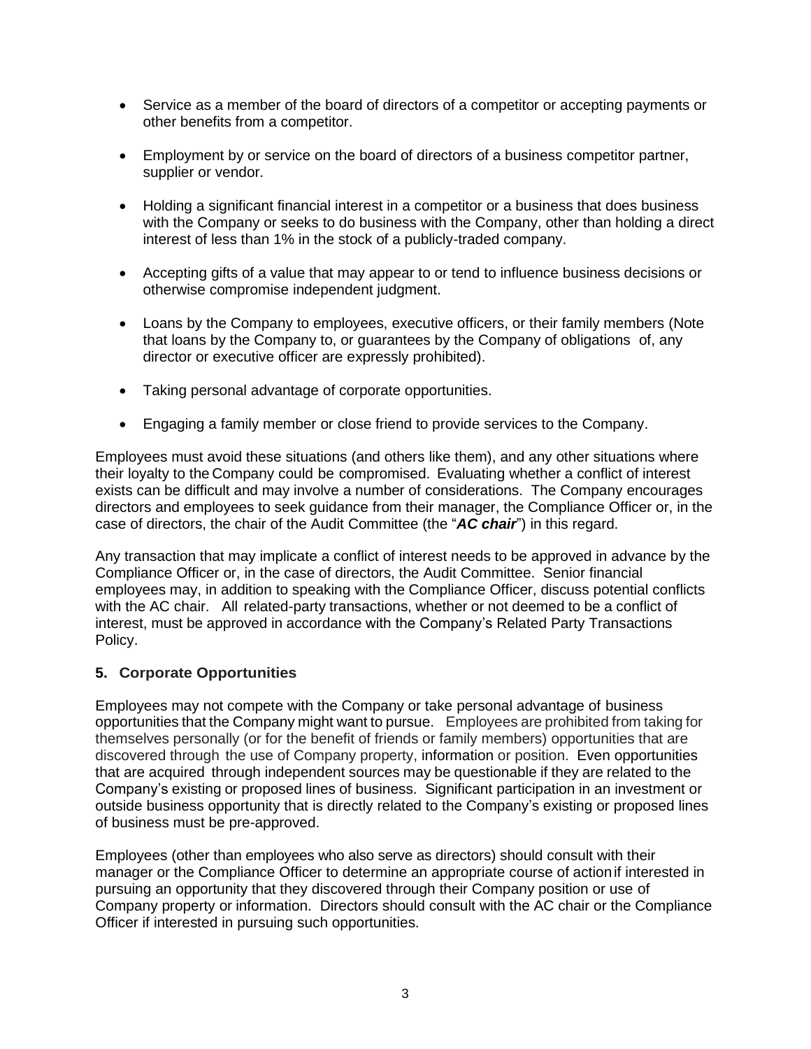- Service as a member of the board of directors of a competitor or accepting payments or other benefits from a competitor.
- Employment by or service on the board of directors of a business competitor partner, supplier or vendor.
- Holding a significant financial interest in a competitor or a business that does business with the Company or seeks to do business with the Company, other than holding a direct interest of less than 1% in the stock of a publicly-traded company.
- Accepting gifts of a value that may appear to or tend to influence business decisions or otherwise compromise independent judgment.
- Loans by the Company to employees, executive officers, or their family members (Note that loans by the Company to, or guarantees by the Company of obligations of, any director or executive officer are expressly prohibited).
- Taking personal advantage of corporate opportunities.
- Engaging a family member or close friend to provide services to the Company.

Employees must avoid these situations (and others like them), and any other situations where their loyalty to the Company could be compromised. Evaluating whether a conflict of interest exists can be difficult and may involve a number of considerations. The Company encourages directors and employees to seek guidance from their manager, the Compliance Officer or, in the case of directors, the chair of the Audit Committee (the "***AC chair***") in this regard.

Any transaction that may implicate a conflict of interest needs to be approved in advance by the Compliance Officer or, in the case of directors, the Audit Committee. Senior financial employees may, in addition to speaking with the Compliance Officer, discuss potential conflicts with the AC chair. All related-party transactions, whether or not deemed to be a conflict of interest, must be approved in accordance with the Company's Related Party Transactions Policy.

## 5. Corporate Opportunities

Employees may not compete with the Company or take personal advantage of business opportunities that the Company might want to pursue. Employees are prohibited from taking for themselves personally (or for the benefit of friends or family members) opportunities that are discovered through the use of Company property, information or position. Even opportunities that are acquired through independent sources may be questionable if they are related to the Company's existing or proposed lines of business. Significant participation in an investment or outside business opportunity that is directly related to the Company's existing or proposed lines of business must be pre-approved.

Employees (other than employees who also serve as directors) should consult with their manager or the Compliance Officer to determine an appropriate course of action if interested in pursuing an opportunity that they discovered through their Company position or use of Company property or information. Directors should consult with the AC chair or the Compliance Officer if interested in pursuing such opportunities.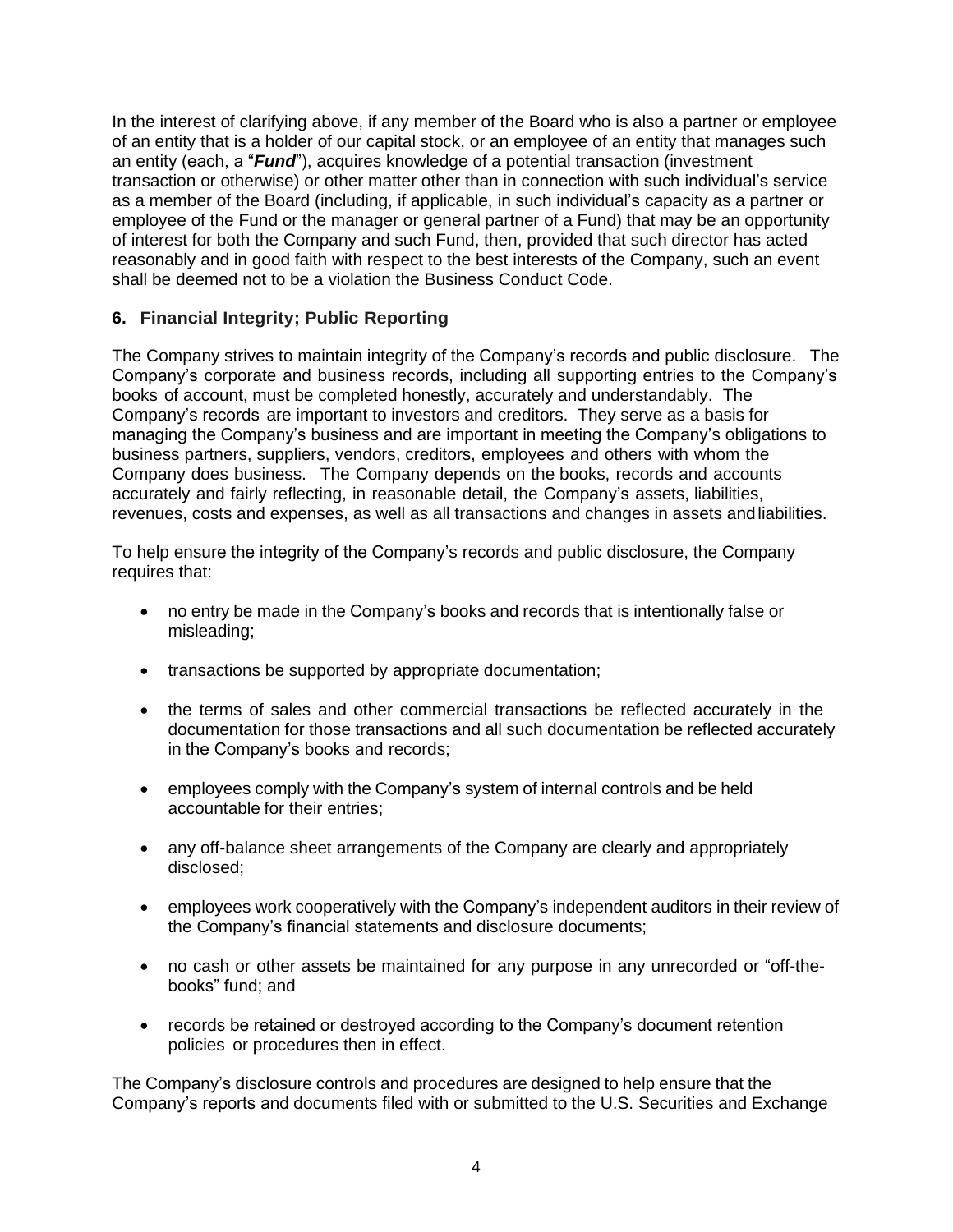In the interest of clarifying above, if any member of the Board who is also a partner or employee of an entity that is a holder of our capital stock, or an employee of an entity that manages such an entity (each, a "***Fund***"), acquires knowledge of a potential transaction (investment transaction or otherwise) or other matter other than in connection with such individual's service as a member of the Board (including, if applicable, in such individual's capacity as a partner or employee of the Fund or the manager or general partner of a Fund) that may be an opportunity of interest for both the Company and such Fund, then, provided that such director has acted reasonably and in good faith with respect to the best interests of the Company, such an event shall be deemed not to be a violation the Business Conduct Code.

## 6. Financial Integrity; Public Reporting

The Company strives to maintain integrity of the Company's records and public disclosure. The Company's corporate and business records, including all supporting entries to the Company's books of account, must be completed honestly, accurately and understandably. The Company's records are important to investors and creditors. They serve as a basis for managing the Company's business and are important in meeting the Company's obligations to business partners, suppliers, vendors, creditors, employees and others with whom the Company does business. The Company depends on the books, records and accounts accurately and fairly reflecting, in reasonable detail, the Company's assets, liabilities, revenues, costs and expenses, as well as all transactions and changes in assets and liabilities.

To help ensure the integrity of the Company's records and public disclosure, the Company requires that:

- no entry be made in the Company's books and records that is intentionally false or misleading;
- transactions be supported by appropriate documentation;
- the terms of sales and other commercial transactions be reflected accurately in the documentation for those transactions and all such documentation be reflected accurately in the Company's books and records;
- employees comply with the Company's system of internal controls and be held accountable for their entries;
- any off-balance sheet arrangements of the Company are clearly and appropriately disclosed;
- employees work cooperatively with the Company's independent auditors in their review of the Company's financial statements and disclosure documents;
- no cash or other assets be maintained for any purpose in any unrecorded or "off-the-books" fund; and
- records be retained or destroyed according to the Company's document retention policies or procedures then in effect.

The Company's disclosure controls and procedures are designed to help ensure that the Company's reports and documents filed with or submitted to the U.S. Securities and Exchange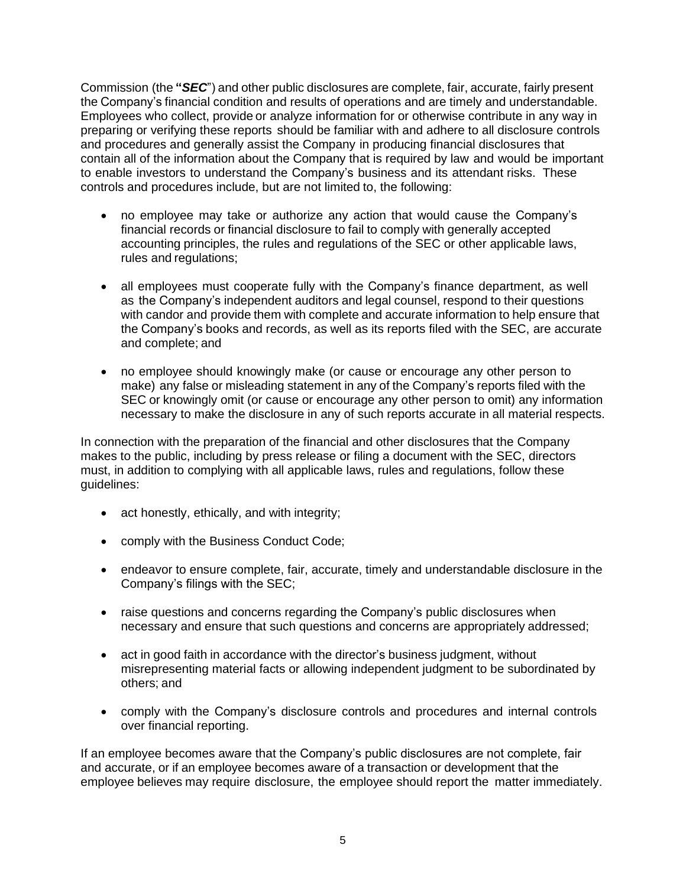Commission (the "***SEC***") and other public disclosures are complete, fair, accurate, fairly present the Company's financial condition and results of operations and are timely and understandable. Employees who collect, provide or analyze information for or otherwise contribute in any way in preparing or verifying these reports should be familiar with and adhere to all disclosure controls and procedures and generally assist the Company in producing financial disclosures that contain all of the information about the Company that is required by law and would be important to enable investors to understand the Company's business and its attendant risks. These controls and procedures include, but are not limited to, the following:

- no employee may take or authorize any action that would cause the Company's financial records or financial disclosure to fail to comply with generally accepted accounting principles, the rules and regulations of the SEC or other applicable laws, rules and regulations;

- all employees must cooperate fully with the Company's finance department, as well as the Company's independent auditors and legal counsel, respond to their questions with candor and provide them with complete and accurate information to help ensure that the Company's books and records, as well as its reports filed with the SEC, are accurate and complete; and

- no employee should knowingly make (or cause or encourage any other person to make) any false or misleading statement in any of the Company's reports filed with the SEC or knowingly omit (or cause or encourage any other person to omit) any information necessary to make the disclosure in any of such reports accurate in all material respects.

In connection with the preparation of the financial and other disclosures that the Company makes to the public, including by press release or filing a document with the SEC, directors must, in addition to complying with all applicable laws, rules and regulations, follow these guidelines:

- act honestly, ethically, and with integrity;

- comply with the Business Conduct Code;

- endeavor to ensure complete, fair, accurate, timely and understandable disclosure in the Company's filings with the SEC;

- raise questions and concerns regarding the Company's public disclosures when necessary and ensure that such questions and concerns are appropriately addressed;

- act in good faith in accordance with the director's business judgment, without misrepresenting material facts or allowing independent judgment to be subordinated by others; and

- comply with the Company's disclosure controls and procedures and internal controls over financial reporting.

If an employee becomes aware that the Company's public disclosures are not complete, fair and accurate, or if an employee becomes aware of a transaction or development that the employee believes may require disclosure, the employee should report the matter immediately.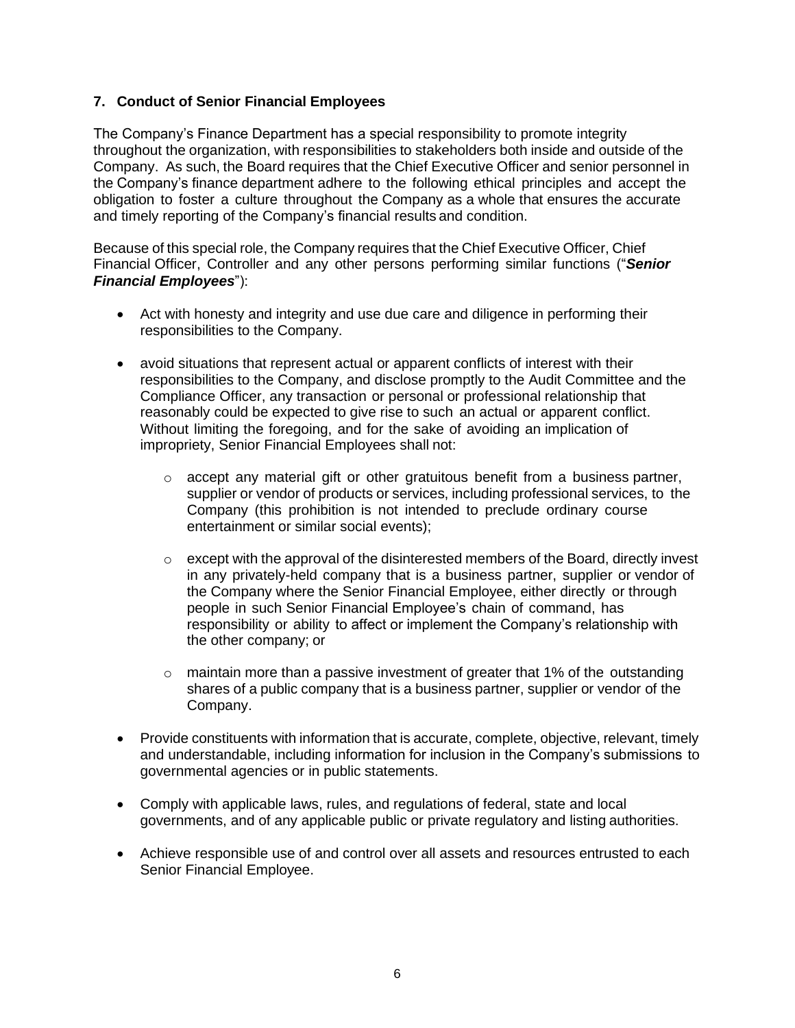### 7. Conduct of Senior Financial Employees

The Company's Finance Department has a special responsibility to promote integrity throughout the organization, with responsibilities to stakeholders both inside and outside of the Company. As such, the Board requires that the Chief Executive Officer and senior personnel in the Company's finance department adhere to the following ethical principles and accept the obligation to foster a culture throughout the Company as a whole that ensures the accurate and timely reporting of the Company's financial results and condition.

Because of this special role, the Company requires that the Chief Executive Officer, Chief Financial Officer, Controller and any other persons performing similar functions ("***Senior Financial Employees***"):

- Act with honesty and integrity and use due care and diligence in performing their responsibilities to the Company.
- avoid situations that represent actual or apparent conflicts of interest with their responsibilities to the Company, and disclose promptly to the Audit Committee and the Compliance Officer, any transaction or personal or professional relationship that reasonably could be expected to give rise to such an actual or apparent conflict. Without limiting the foregoing, and for the sake of avoiding an implication of impropriety, Senior Financial Employees shall not:
  - accept any material gift or other gratuitous benefit from a business partner, supplier or vendor of products or services, including professional services, to the Company (this prohibition is not intended to preclude ordinary course entertainment or similar social events);
  - except with the approval of the disinterested members of the Board, directly invest in any privately-held company that is a business partner, supplier or vendor of the Company where the Senior Financial Employee, either directly or through people in such Senior Financial Employee's chain of command, has responsibility or ability to affect or implement the Company's relationship with the other company; or
  - maintain more than a passive investment of greater that 1% of the outstanding shares of a public company that is a business partner, supplier or vendor of the Company.
- Provide constituents with information that is accurate, complete, objective, relevant, timely and understandable, including information for inclusion in the Company's submissions to governmental agencies or in public statements.
- Comply with applicable laws, rules, and regulations of federal, state and local governments, and of any applicable public or private regulatory and listing authorities.
- Achieve responsible use of and control over all assets and resources entrusted to each Senior Financial Employee.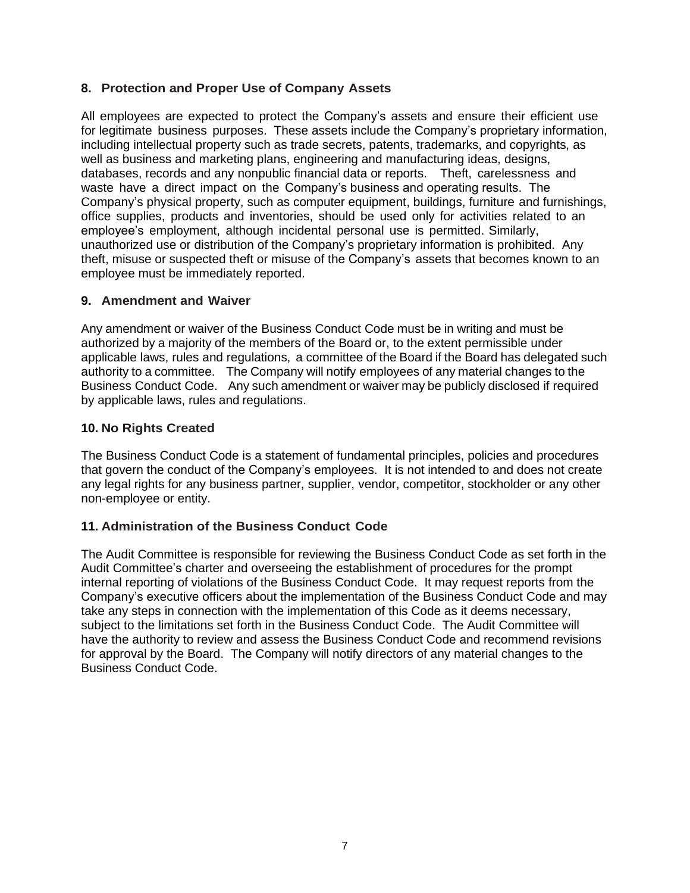## 8. Protection and Proper Use of Company Assets

All employees are expected to protect the Company's assets and ensure their efficient use for legitimate business purposes. These assets include the Company's proprietary information, including intellectual property such as trade secrets, patents, trademarks, and copyrights, as well as business and marketing plans, engineering and manufacturing ideas, designs, databases, records and any nonpublic financial data or reports. Theft, carelessness and waste have a direct impact on the Company's business and operating results. The Company's physical property, such as computer equipment, buildings, furniture and furnishings, office supplies, products and inventories, should be used only for activities related to an employee's employment, although incidental personal use is permitted. Similarly, unauthorized use or distribution of the Company's proprietary information is prohibited. Any theft, misuse or suspected theft or misuse of the Company's assets that becomes known to an employee must be immediately reported.

## 9. Amendment and Waiver

Any amendment or waiver of the Business Conduct Code must be in writing and must be authorized by a majority of the members of the Board or, to the extent permissible under applicable laws, rules and regulations, a committee of the Board if the Board has delegated such authority to a committee. The Company will notify employees of any material changes to the Business Conduct Code. Any such amendment or waiver may be publicly disclosed if required by applicable laws, rules and regulations.

## 10. No Rights Created

The Business Conduct Code is a statement of fundamental principles, policies and procedures that govern the conduct of the Company's employees. It is not intended to and does not create any legal rights for any business partner, supplier, vendor, competitor, stockholder or any other non-employee or entity.

## 11. Administration of the Business Conduct Code

The Audit Committee is responsible for reviewing the Business Conduct Code as set forth in the Audit Committee's charter and overseeing the establishment of procedures for the prompt internal reporting of violations of the Business Conduct Code. It may request reports from the Company's executive officers about the implementation of the Business Conduct Code and may take any steps in connection with the implementation of this Code as it deems necessary, subject to the limitations set forth in the Business Conduct Code. The Audit Committee will have the authority to review and assess the Business Conduct Code and recommend revisions for approval by the Board. The Company will notify directors of any material changes to the Business Conduct Code.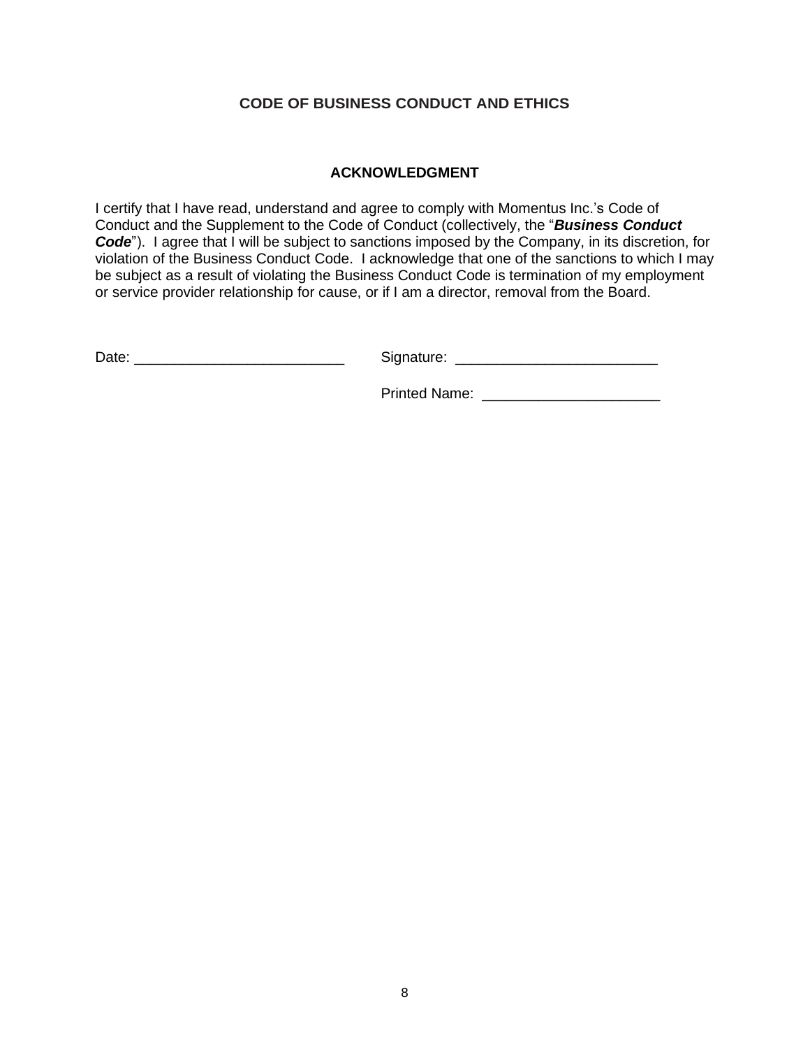## CODE OF BUSINESS CONDUCT AND ETHICS

### ACKNOWLEDGMENT

I certify that I have read, understand and agree to comply with Momentus Inc.'s Code of Conduct and the Supplement to the Code of Conduct (collectively, the "***Business Conduct Code***"). I agree that I will be subject to sanctions imposed by the Company, in its discretion, for violation of the Business Conduct Code. I acknowledge that one of the sanctions to which I may be subject as a result of violating the Business Conduct Code is termination of my employment or service provider relationship for cause, or if I am a director, removal from the Board.

Date: __________________________ Signature: ________________________

Printed Name: _____________________